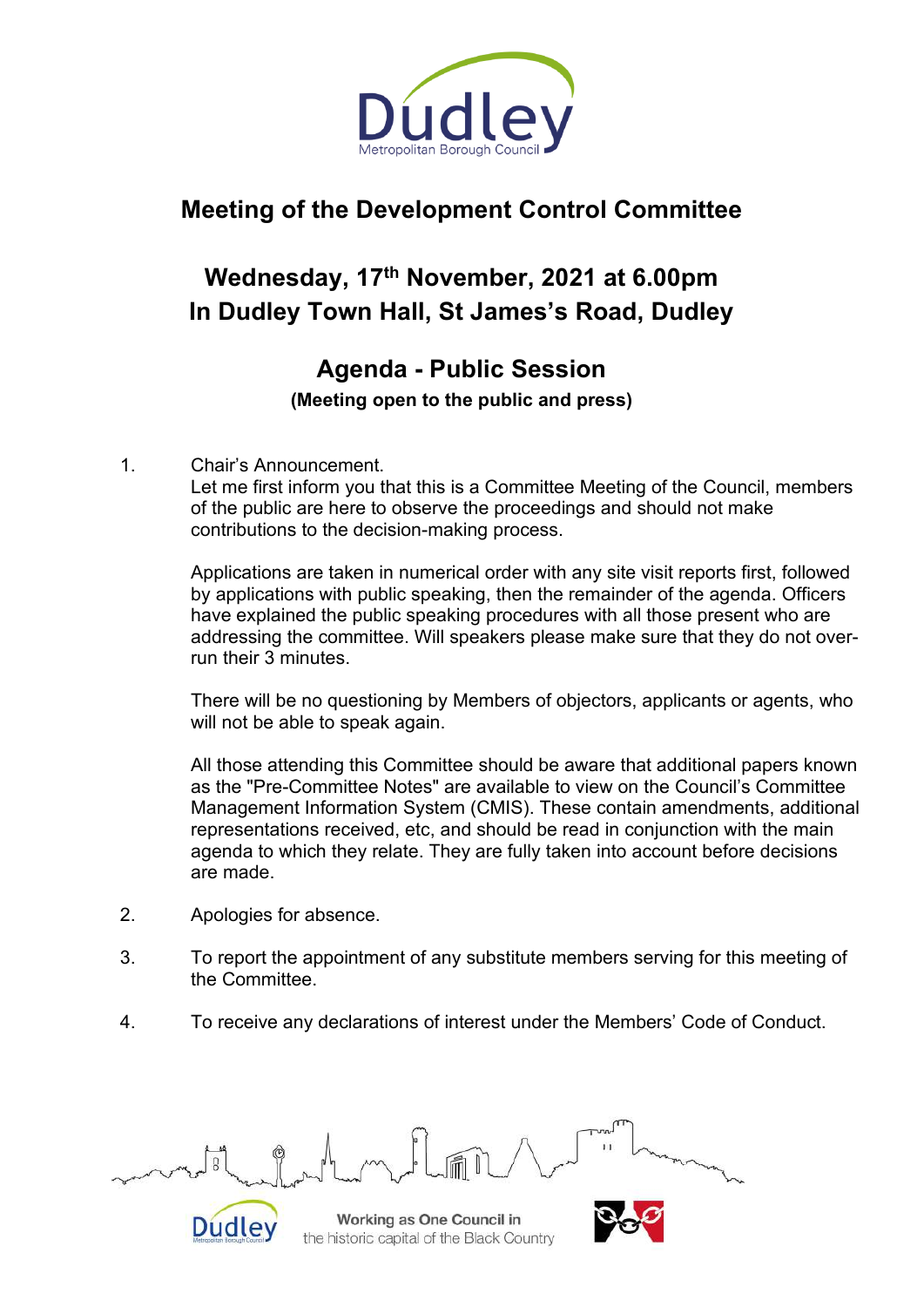# Meeting of the Development Control Committee

## Wednesday, 17th November, 2021 at 6.00pm
## In Dudley Town Hall, St James's Road, Dudley

## Agenda - Public Session

**(Meeting open to the public and press)**

1. Chair's Announcement.
   Let me first inform you that this is a Committee Meeting of the Council, members of the public are here to observe the proceedings and should not make contributions to the decision-making process.

   Applications are taken in numerical order with any site visit reports first, followed by applications with public speaking, then the remainder of the agenda. Officers have explained the public speaking procedures with all those present who are addressing the committee. Will speakers please make sure that they do not over-run their 3 minutes.

   There will be no questioning by Members of objectors, applicants or agents, who will not be able to speak again.

   All those attending this Committee should be aware that additional papers known as the "Pre-Committee Notes" are available to view on the Council's Committee Management Information System (CMIS). These contain amendments, additional representations received, etc, and should be read in conjunction with the main agenda to which they relate. They are fully taken into account before decisions are made.

2. Apologies for absence.

3. To report the appointment of any substitute members serving for this meeting of the Committee.

4. To receive any declarations of interest under the Members' Code of Conduct.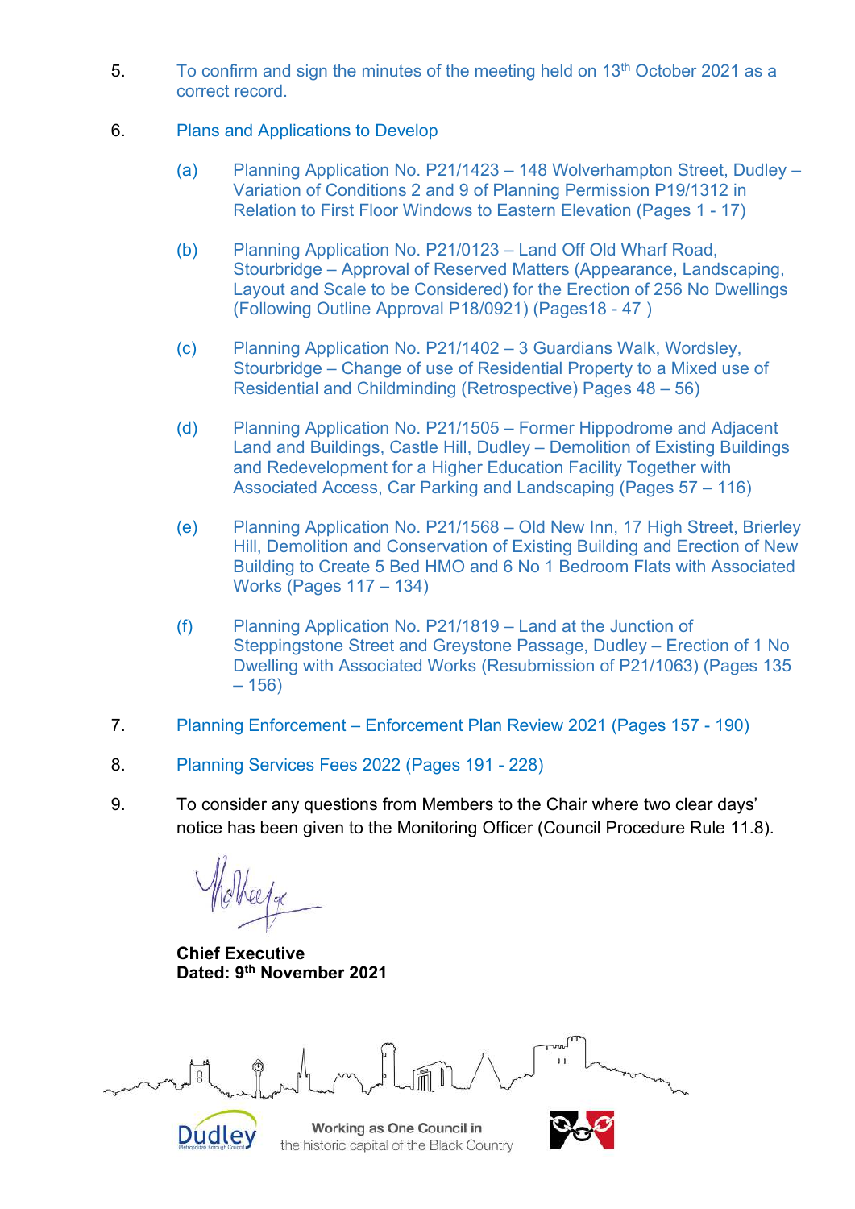5. To confirm and sign the minutes of the meeting held on 13th October 2021 as a correct record.

6. Plans and Applications to Develop

   (a) Planning Application No. P21/1423 – 148 Wolverhampton Street, Dudley – Variation of Conditions 2 and 9 of Planning Permission P19/1312 in Relation to First Floor Windows to Eastern Elevation (Pages 1 - 17)

   (b) Planning Application No. P21/0123 – Land Off Old Wharf Road, Stourbridge – Approval of Reserved Matters (Appearance, Landscaping, Layout and Scale to be Considered) for the Erection of 256 No Dwellings (Following Outline Approval P18/0921) (Pages18 - 47 )

   (c) Planning Application No. P21/1402 – 3 Guardians Walk, Wordsley, Stourbridge – Change of use of Residential Property to a Mixed use of Residential and Childminding (Retrospective) Pages 48 – 56)

   (d) Planning Application No. P21/1505 – Former Hippodrome and Adjacent Land and Buildings, Castle Hill, Dudley – Demolition of Existing Buildings and Redevelopment for a Higher Education Facility Together with Associated Access, Car Parking and Landscaping (Pages 57 – 116)

   (e) Planning Application No. P21/1568 – Old New Inn, 17 High Street, Brierley Hill, Demolition and Conservation of Existing Building and Erection of New Building to Create 5 Bed HMO and 6 No 1 Bedroom Flats with Associated Works (Pages 117 – 134)

   (f) Planning Application No. P21/1819 – Land at the Junction of Steppingstone Street and Greystone Passage, Dudley – Erection of 1 No Dwelling with Associated Works (Resubmission of P21/1063) (Pages 135 – 156)

7. Planning Enforcement – Enforcement Plan Review 2021 (Pages 157 - 190)

8. Planning Services Fees 2022 (Pages 191 - 228)

9. To consider any questions from Members to the Chair where two clear days' notice has been given to the Monitoring Officer (Council Procedure Rule 11.8).

**Chief Executive**
**Dated: 9th November 2021**

Working as One Council in the historic capital of the Black Country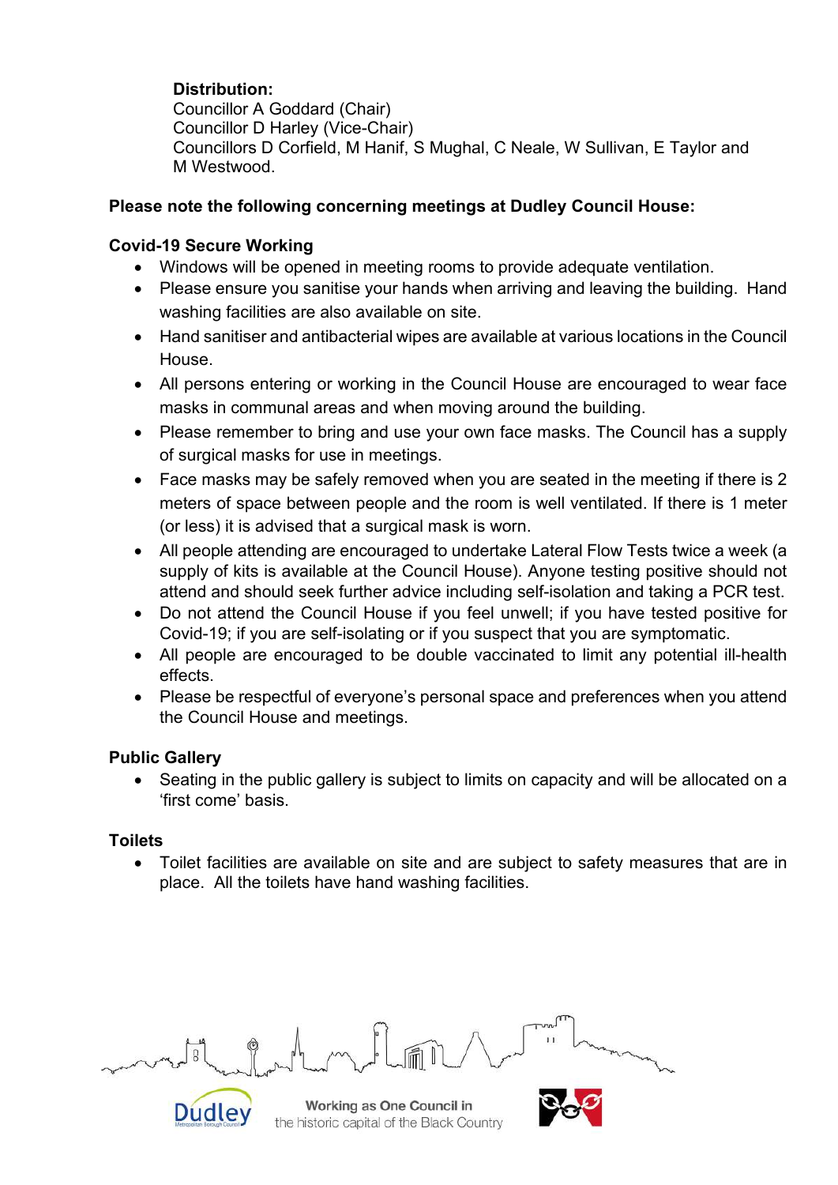**Distribution:**
Councillor A Goddard (Chair)
Councillor D Harley (Vice-Chair)
Councillors D Corfield, M Hanif, S Mughal, C Neale, W Sullivan, E Taylor and M Westwood.

**Please note the following concerning meetings at Dudley Council House:**

**Covid-19 Secure Working**

- Windows will be opened in meeting rooms to provide adequate ventilation.
- Please ensure you sanitise your hands when arriving and leaving the building. Hand washing facilities are also available on site.
- Hand sanitiser and antibacterial wipes are available at various locations in the Council House.
- All persons entering or working in the Council House are encouraged to wear face masks in communal areas and when moving around the building.
- Please remember to bring and use your own face masks. The Council has a supply of surgical masks for use in meetings.
- Face masks may be safely removed when you are seated in the meeting if there is 2 meters of space between people and the room is well ventilated. If there is 1 meter (or less) it is advised that a surgical mask is worn.
- All people attending are encouraged to undertake Lateral Flow Tests twice a week (a supply of kits is available at the Council House). Anyone testing positive should not attend and should seek further advice including self-isolation and taking a PCR test.
- Do not attend the Council House if you feel unwell; if you have tested positive for Covid-19; if you are self-isolating or if you suspect that you are symptomatic.
- All people are encouraged to be double vaccinated to limit any potential ill-health effects.
- Please be respectful of everyone's personal space and preferences when you attend the Council House and meetings.

**Public Gallery**

- Seating in the public gallery is subject to limits on capacity and will be allocated on a 'first come' basis.

**Toilets**

- Toilet facilities are available on site and are subject to safety measures that are in place. All the toilets have hand washing facilities.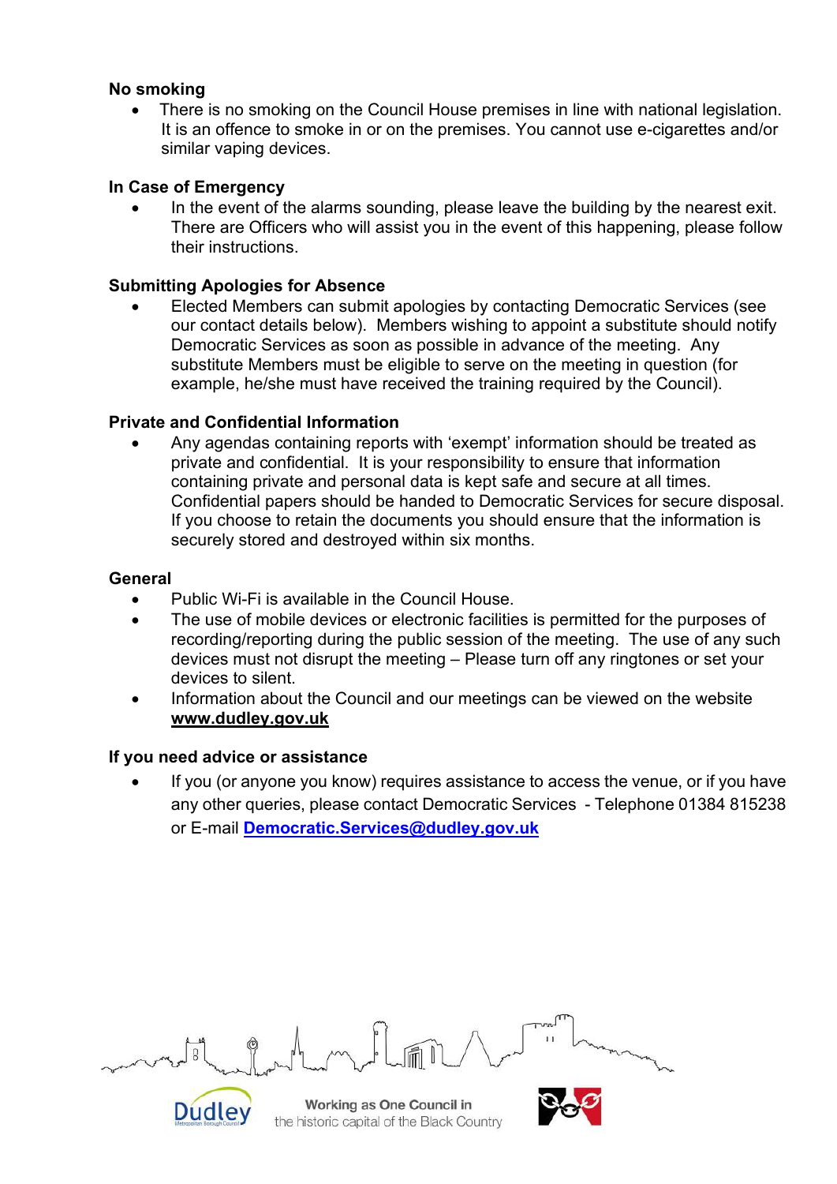**No smoking**

- There is no smoking on the Council House premises in line with national legislation. It is an offence to smoke in or on the premises. You cannot use e-cigarettes and/or similar vaping devices.

**In Case of Emergency**

- In the event of the alarms sounding, please leave the building by the nearest exit. There are Officers who will assist you in the event of this happening, please follow their instructions.

**Submitting Apologies for Absence**

- Elected Members can submit apologies by contacting Democratic Services (see our contact details below). Members wishing to appoint a substitute should notify Democratic Services as soon as possible in advance of the meeting. Any substitute Members must be eligible to serve on the meeting in question (for example, he/she must have received the training required by the Council).

**Private and Confidential Information**

- Any agendas containing reports with 'exempt' information should be treated as private and confidential. It is your responsibility to ensure that information containing private and personal data is kept safe and secure at all times. Confidential papers should be handed to Democratic Services for secure disposal. If you choose to retain the documents you should ensure that the information is securely stored and destroyed within six months.

**General**

- Public Wi-Fi is available in the Council House.
- The use of mobile devices or electronic facilities is permitted for the purposes of recording/reporting during the public session of the meeting. The use of any such devices must not disrupt the meeting – Please turn off any ringtones or set your devices to silent.
- Information about the Council and our meetings can be viewed on the website **www.dudley.gov.uk**

**If you need advice or assistance**

- If you (or anyone you know) requires assistance to access the venue, or if you have any other queries, please contact Democratic Services - Telephone 01384 815238 or E-mail **Democratic.Services@dudley.gov.uk**

Dudley Metropolitan Borough Council

Working as One Council in the historic capital of the Black Country